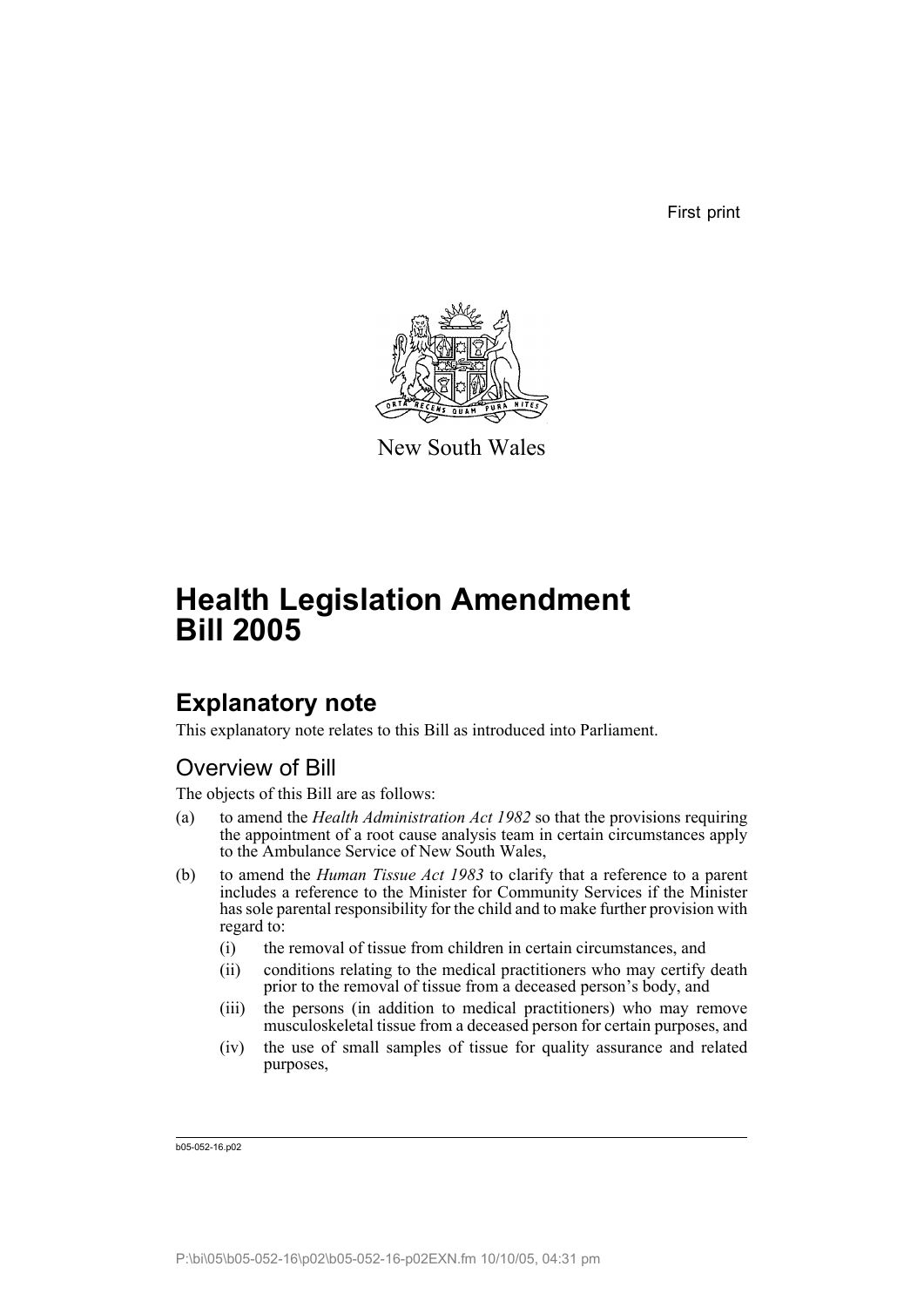First print

New South Wales

# Health Legislation Amendment Bill 2005

## Explanatory note

This explanatory note relates to this Bill as introduced into Parliament.

### Overview of Bill

The objects of this Bill are as follows:

(a) to amend the *Health Administration Act 1982* so that the provisions requiring the appointment of a root cause analysis team in certain circumstances apply to the Ambulance Service of New South Wales,

(b) to amend the *Human Tissue Act 1983* to clarify that a reference to a parent includes a reference to the Minister for Community Services if the Minister has sole parental responsibility for the child and to make further provision with regard to:

   (i) the removal of tissue from children in certain circumstances, and

   (ii) conditions relating to the medical practitioners who may certify death prior to the removal of tissue from a deceased person's body, and

   (iii) the persons (in addition to medical practitioners) who may remove musculoskeletal tissue from a deceased person for certain purposes, and

   (iv) the use of small samples of tissue for quality assurance and related purposes,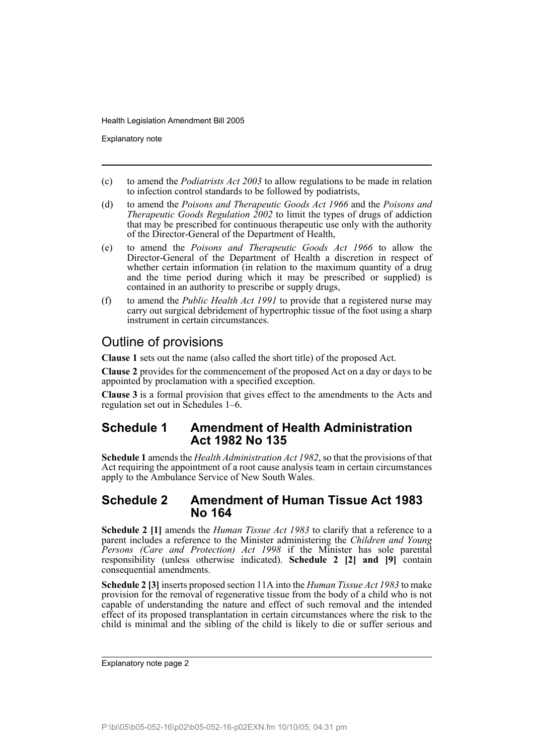(c) to amend the *Podiatrists Act 2003* to allow regulations to be made in relation to infection control standards to be followed by podiatrists,

(d) to amend the *Poisons and Therapeutic Goods Act 1966* and the *Poisons and Therapeutic Goods Regulation 2002* to limit the types of drugs of addiction that may be prescribed for continuous therapeutic use only with the authority of the Director-General of the Department of Health,

(e) to amend the *Poisons and Therapeutic Goods Act 1966* to allow the Director-General of the Department of Health a discretion in respect of whether certain information (in relation to the maximum quantity of a drug and the time period during which it may be prescribed or supplied) is contained in an authority to prescribe or supply drugs,

(f) to amend the *Public Health Act 1991* to provide that a registered nurse may carry out surgical debridement of hypertrophic tissue of the foot using a sharp instrument in certain circumstances.

## Outline of provisions

**Clause 1** sets out the name (also called the short title) of the proposed Act.

**Clause 2** provides for the commencement of the proposed Act on a day or days to be appointed by proclamation with a specified exception.

**Clause 3** is a formal provision that gives effect to the amendments to the Acts and regulation set out in Schedules 1–6.

## Schedule 1 Amendment of Health Administration Act 1982 No 135

**Schedule 1** amends the *Health Administration Act 1982*, so that the provisions of that Act requiring the appointment of a root cause analysis team in certain circumstances apply to the Ambulance Service of New South Wales.

## Schedule 2 Amendment of Human Tissue Act 1983 No 164

**Schedule 2 [1]** amends the *Human Tissue Act 1983* to clarify that a reference to a parent includes a reference to the Minister administering the *Children and Young Persons (Care and Protection) Act 1998* if the Minister has sole parental responsibility (unless otherwise indicated). **Schedule 2 [2] and [9]** contain consequential amendments.

**Schedule 2 [3]** inserts proposed section 11A into the *Human Tissue Act 1983* to make provision for the removal of regenerative tissue from the body of a child who is not capable of understanding the nature and effect of such removal and the intended effect of its proposed transplantation in certain circumstances where the risk to the child is minimal and the sibling of the child is likely to die or suffer serious and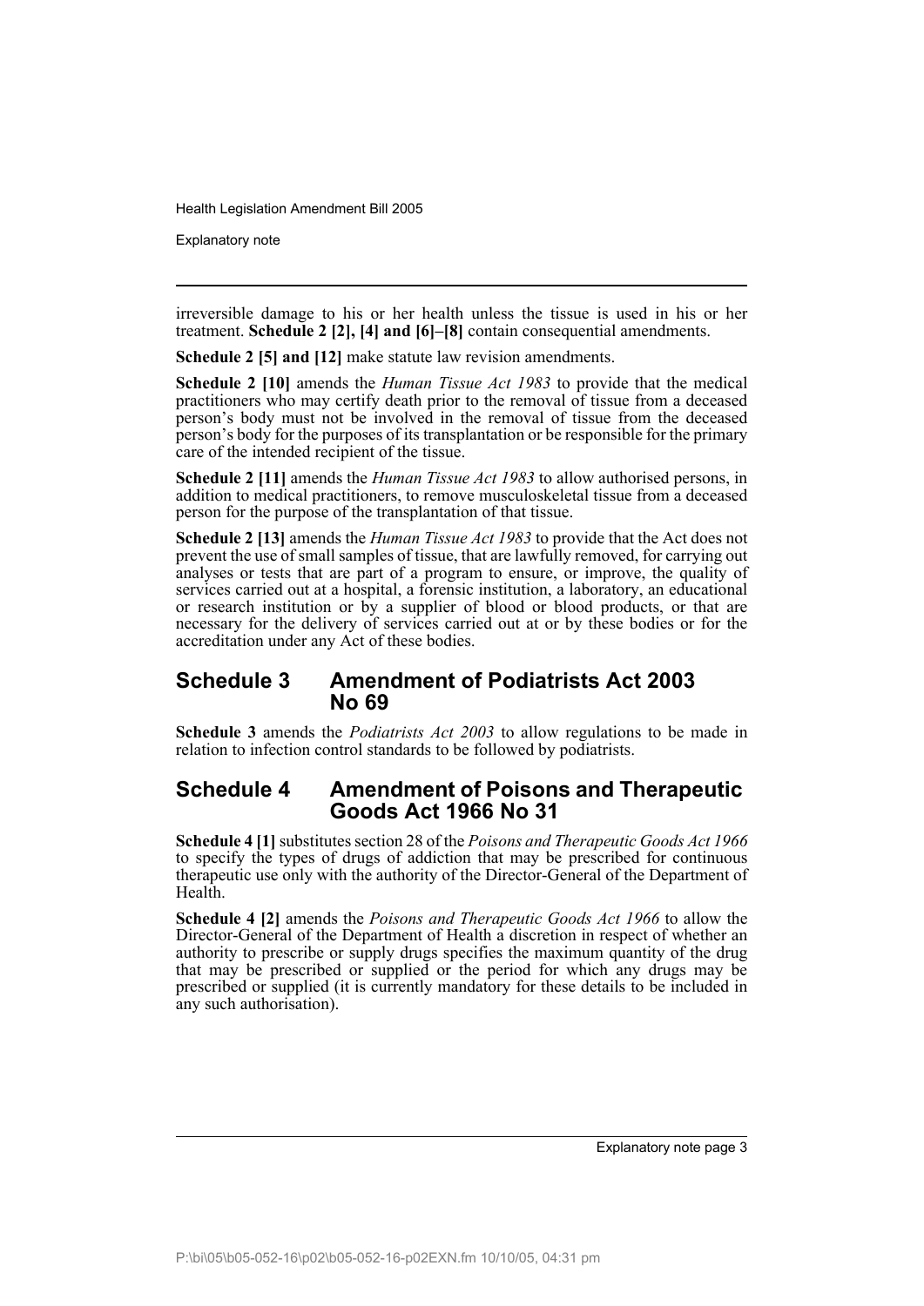irreversible damage to his or her health unless the tissue is used in his or her treatment. **Schedule 2 [2], [4] and [6]–[8]** contain consequential amendments.

**Schedule 2 [5] and [12]** make statute law revision amendments.

**Schedule 2 [10]** amends the *Human Tissue Act 1983* to provide that the medical practitioners who may certify death prior to the removal of tissue from a deceased person's body must not be involved in the removal of tissue from the deceased person's body for the purposes of its transplantation or be responsible for the primary care of the intended recipient of the tissue.

**Schedule 2 [11]** amends the *Human Tissue Act 1983* to allow authorised persons, in addition to medical practitioners, to remove musculoskeletal tissue from a deceased person for the purpose of the transplantation of that tissue.

**Schedule 2 [13]** amends the *Human Tissue Act 1983* to provide that the Act does not prevent the use of small samples of tissue, that are lawfully removed, for carrying out analyses or tests that are part of a program to ensure, or improve, the quality of services carried out at a hospital, a laboratory, a forensic institution, an educational or research institution or by a supplier of blood or blood products, or that are necessary for the delivery of services carried out at or by these bodies or for the accreditation under any Act of these bodies.

## Schedule 3 Amendment of Podiatrists Act 2003 No 69

**Schedule 3** amends the *Podiatrists Act 2003* to allow regulations to be made in relation to infection control standards to be followed by podiatrists.

## Schedule 4 Amendment of Poisons and Therapeutic Goods Act 1966 No 31

**Schedule 4 [1]** substitutes section 28 of the *Poisons and Therapeutic Goods Act 1966* to specify the types of drugs of addiction that may be prescribed for continuous therapeutic use only with the authority of the Director-General of the Department of Health.

**Schedule 4 [2]** amends the *Poisons and Therapeutic Goods Act 1966* to allow the Director-General of the Department of Health a discretion in respect of whether an authority to prescribe or supply drugs specifies the maximum quantity of the drug that may be prescribed or supplied or the period for which any drugs may be prescribed or supplied (it is currently mandatory for these details to be included in any such authorisation).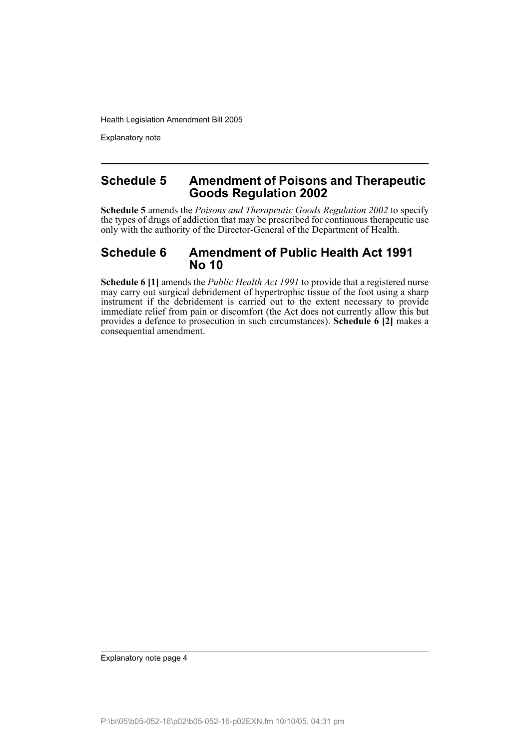## Schedule 5 Amendment of Poisons and Therapeutic Goods Regulation 2002

**Schedule 5** amends the *Poisons and Therapeutic Goods Regulation 2002* to specify the types of drugs of addiction that may be prescribed for continuous therapeutic use only with the authority of the Director-General of the Department of Health.

## Schedule 6 Amendment of Public Health Act 1991 No 10

**Schedule 6 [1]** amends the *Public Health Act 1991* to provide that a registered nurse may carry out surgical debridement of hypertrophic tissue of the foot using a sharp instrument if the debridement is carried out to the extent necessary to provide immediate relief from pain or discomfort (the Act does not currently allow this but provides a defence to prosecution in such circumstances). **Schedule 6 [2]** makes a consequential amendment.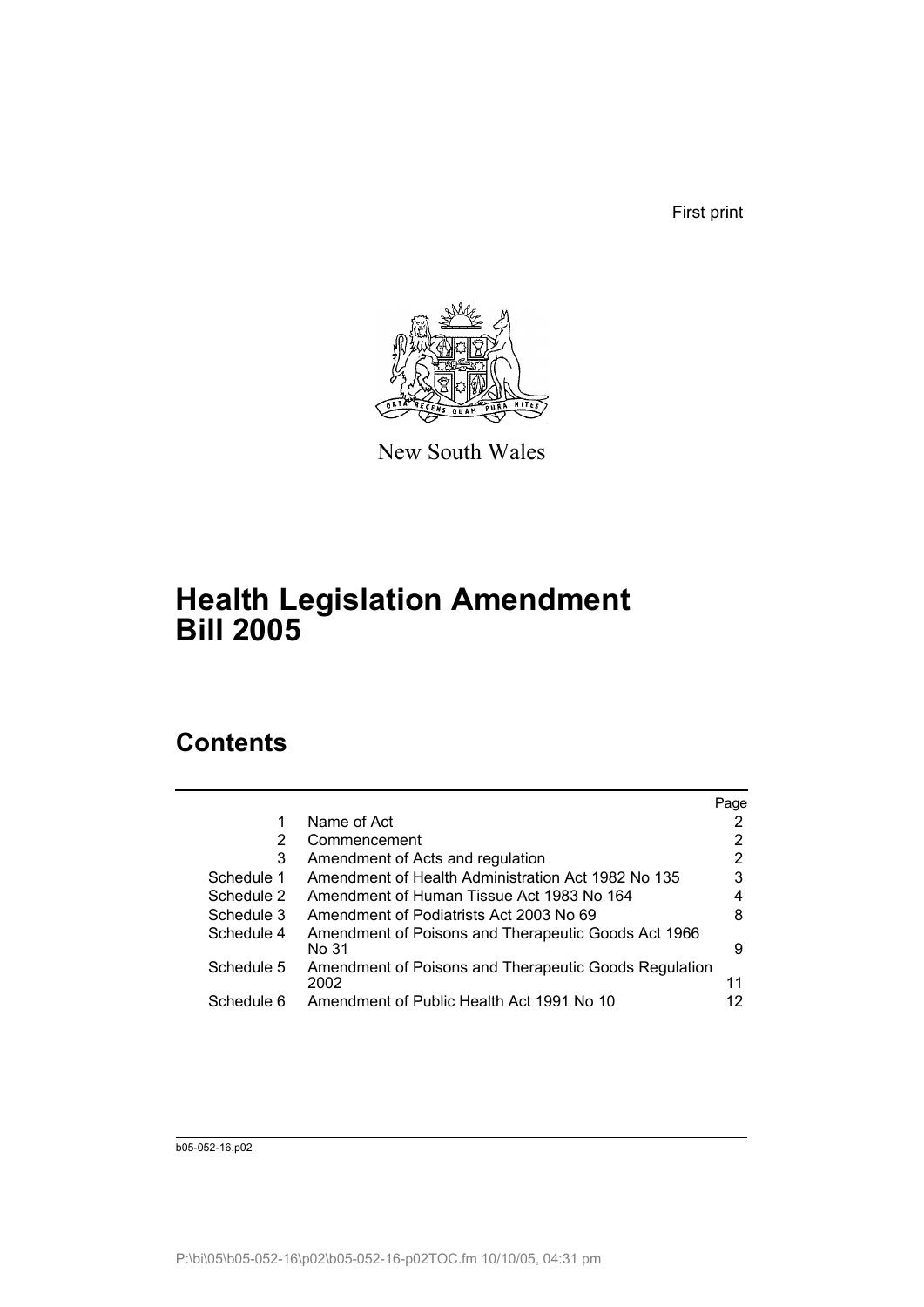First print

New South Wales

# Health Legislation Amendment Bill 2005

## Contents

| | | Page |
|---|---|---|
| 1 | Name of Act | 2 |
| 2 | Commencement | 2 |
| 3 | Amendment of Acts and regulation | 2 |
| Schedule 1 | Amendment of Health Administration Act 1982 No 135 | 3 |
| Schedule 2 | Amendment of Human Tissue Act 1983 No 164 | 4 |
| Schedule 3 | Amendment of Podiatrists Act 2003 No 69 | 8 |
| Schedule 4 | Amendment of Poisons and Therapeutic Goods Act 1966 No 31 | 9 |
| Schedule 5 | Amendment of Poisons and Therapeutic Goods Regulation 2002 | 11 |
| Schedule 6 | Amendment of Public Health Act 1991 No 10 | 12 |

b05-052-16.p02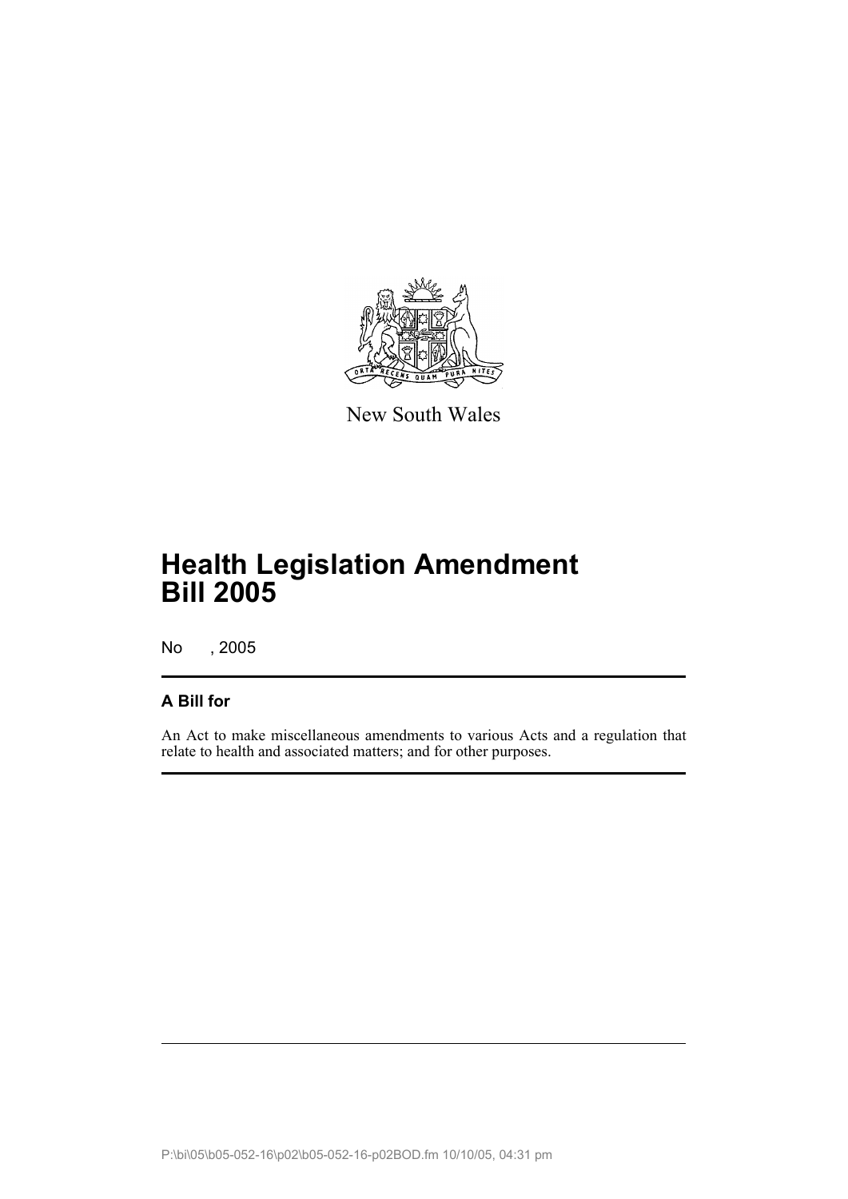New South Wales

# Health Legislation Amendment Bill 2005

No , 2005

## A Bill for

An Act to make miscellaneous amendments to various Acts and a regulation that relate to health and associated matters; and for other purposes.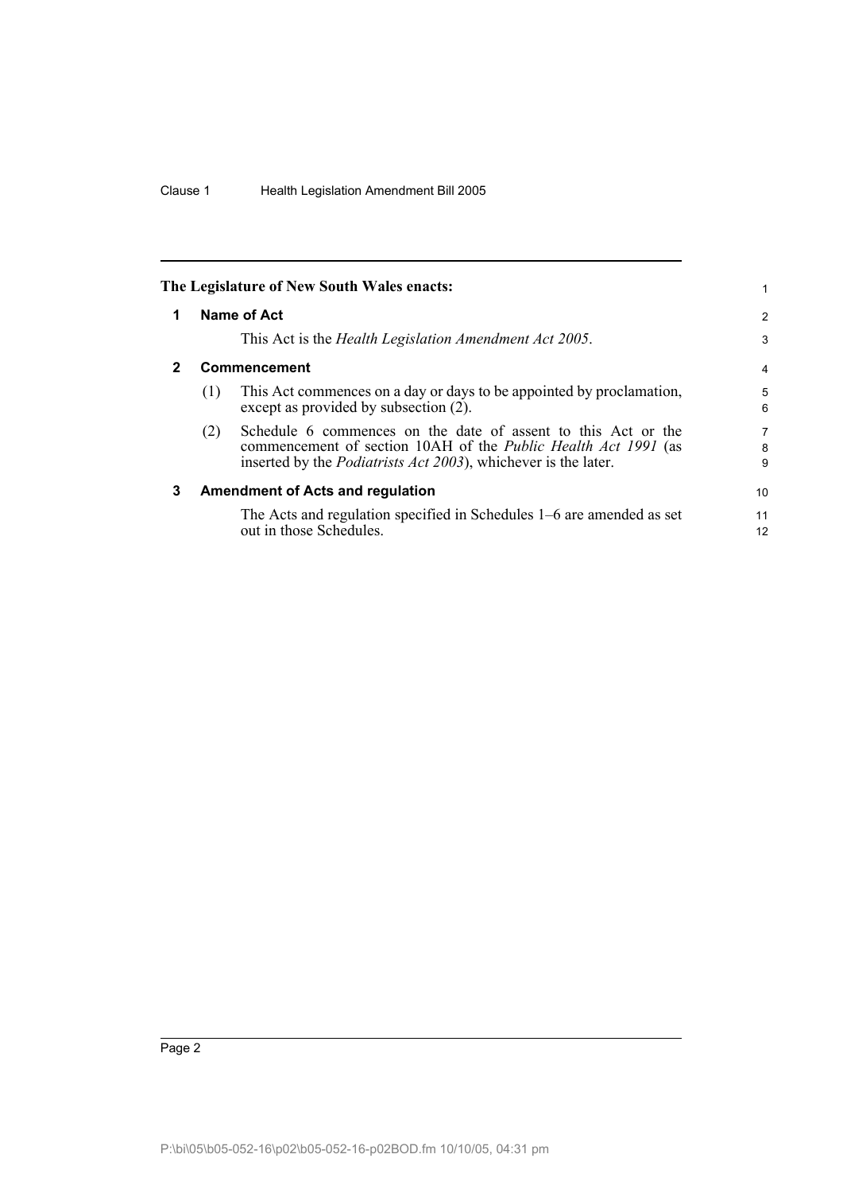**The Legislature of New South Wales enacts:**

## 1 Name of Act

This Act is the *Health Legislation Amendment Act 2005*.

## 2 Commencement

(1) This Act commences on a day or days to be appointed by proclamation, except as provided by subsection (2).

(2) Schedule 6 commences on the date of assent to this Act or the commencement of section 10AH of the *Public Health Act 1991* (as inserted by the *Podiatrists Act 2003*), whichever is the later.

## 3 Amendment of Acts and regulation

The Acts and regulation specified in Schedules 1–6 are amended as set out in those Schedules.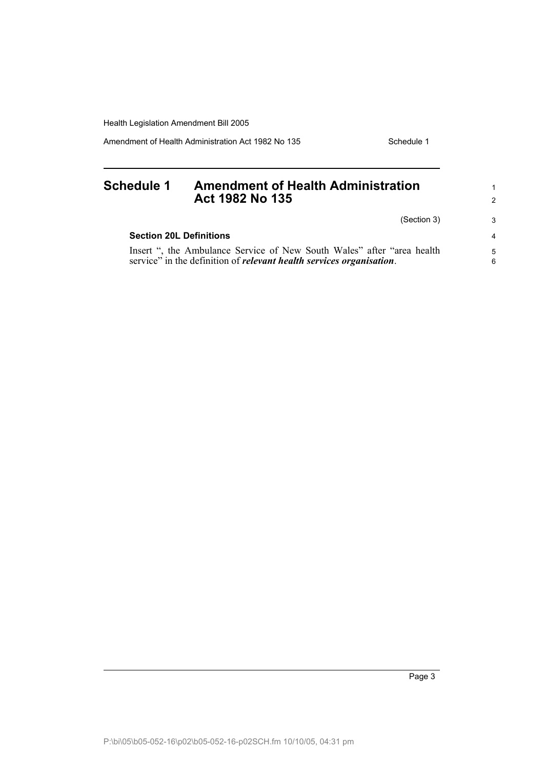# Schedule 1 Amendment of Health Administration Act 1982 No 135

(Section 3)

### Section 20L Definitions

Insert ", the Ambulance Service of New South Wales" after "area health service" in the definition of ***relevant health services organisation***.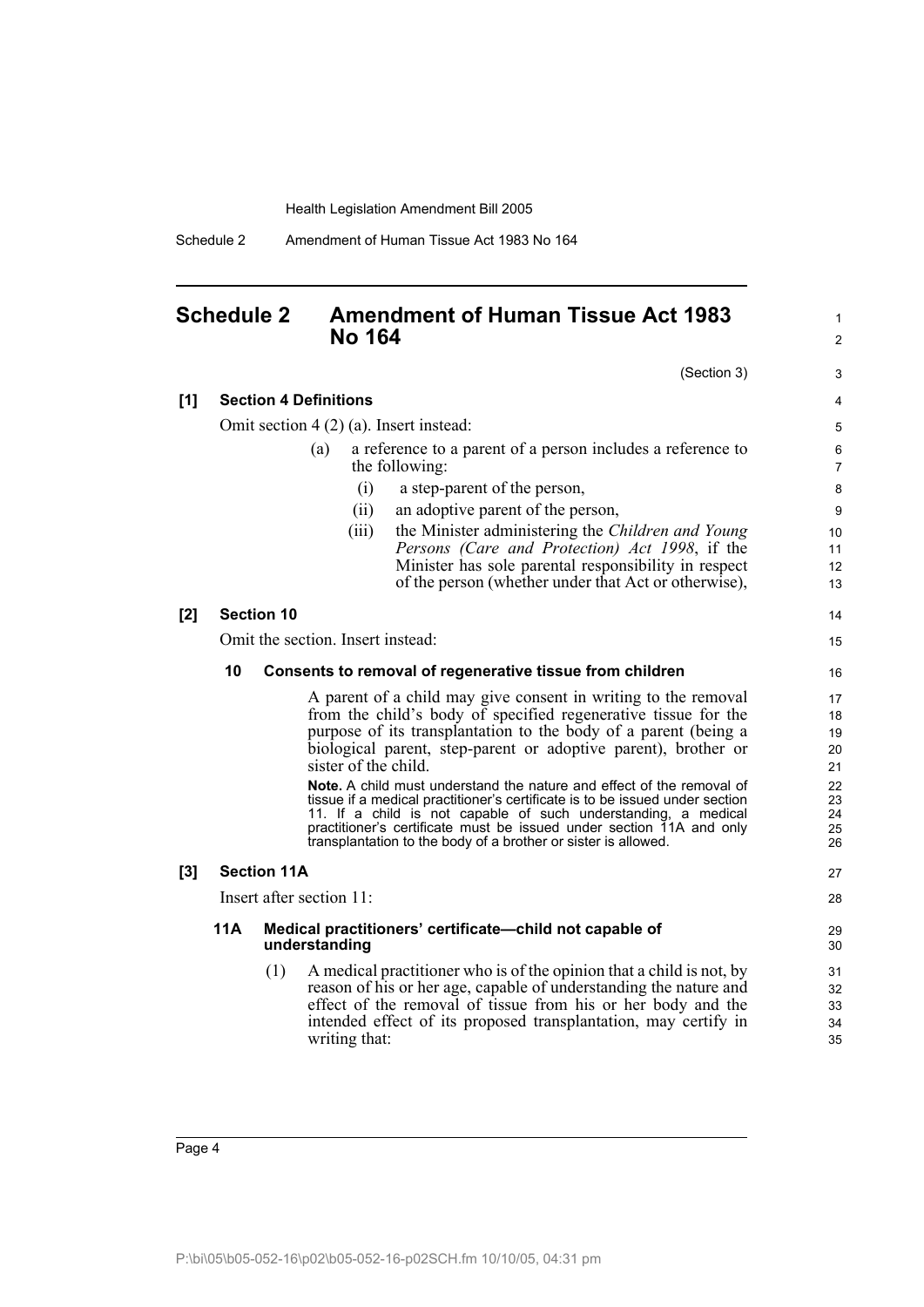# Schedule 2 Amendment of Human Tissue Act 1983 No 164

(Section 3)

**[1] Section 4 Definitions**

Omit section 4 (2) (a). Insert instead:

(a) a reference to a parent of a person includes a reference to the following:

(i) a step-parent of the person,

(ii) an adoptive parent of the person,

(iii) the Minister administering the *Children and Young Persons (Care and Protection) Act 1998*, if the Minister has sole parental responsibility in respect of the person (whether under that Act or otherwise),

**[2] Section 10**

Omit the section. Insert instead:

### 10 Consents to removal of regenerative tissue from children

A parent of a child may give consent in writing to the removal from the child's body of specified regenerative tissue for the purpose of its transplantation to the body of a parent (being a biological parent, step-parent or adoptive parent), brother or sister of the child.

**Note.** A child must understand the nature and effect of the removal of tissue if a medical practitioner's certificate is to be issued under section 11. If a child is not capable of such understanding, a medical practitioner's certificate must be issued under section 11A and only transplantation to the body of a brother or sister is allowed.

**[3] Section 11A**

Insert after section 11:

### 11A Medical practitioners' certificate—child not capable of understanding

(1) A medical practitioner who is of the opinion that a child is not, by reason of his or her age, capable of understanding the nature and effect of the removal of tissue from his or her body and the intended effect of its proposed transplantation, may certify in writing that: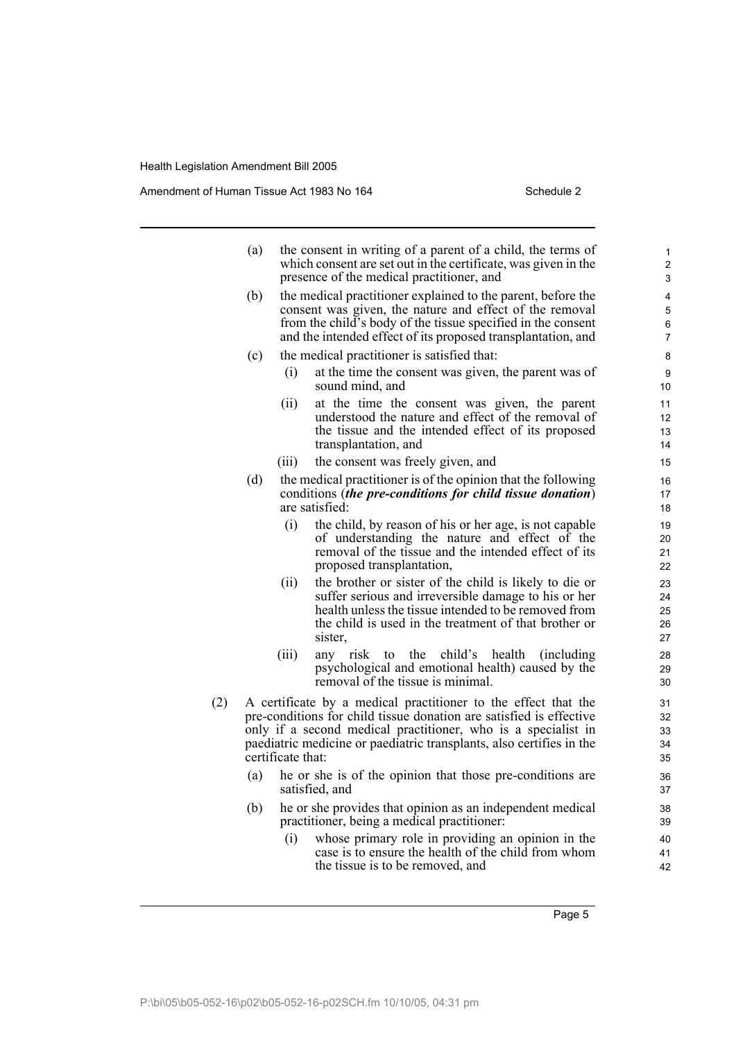(a) the consent in writing of a parent of a child, the terms of which consent are set out in the certificate, was given in the presence of the medical practitioner, and

(b) the medical practitioner explained to the parent, before the consent was given, the nature and effect of the removal from the child's body of the tissue specified in the consent and the intended effect of its proposed transplantation, and

(c) the medical practitioner is satisfied that:

  (i) at the time the consent was given, the parent was of sound mind, and

  (ii) at the time the consent was given, the parent understood the nature and effect of the removal of the tissue and the intended effect of its proposed transplantation, and

  (iii) the consent was freely given, and

(d) the medical practitioner is of the opinion that the following conditions (***the pre-conditions for child tissue donation***) are satisfied:

  (i) the child, by reason of his or her age, is not capable of understanding the nature and effect of the removal of the tissue and the intended effect of its proposed transplantation,

  (ii) the brother or sister of the child is likely to die or suffer serious and irreversible damage to his or her health unless the tissue intended to be removed from the child is used in the treatment of that brother or sister,

  (iii) any risk to the child's health (including psychological and emotional health) caused by the removal of the tissue is minimal.

(2) A certificate by a medical practitioner to the effect that the pre-conditions for child tissue donation are satisfied is effective only if a second medical practitioner, who is a specialist in paediatric medicine or paediatric transplants, also certifies in the certificate that:

(a) he or she is of the opinion that those pre-conditions are satisfied, and

(b) he or she provides that opinion as an independent medical practitioner, being a medical practitioner:

  (i) whose primary role in providing an opinion in the case is to ensure the health of the child from whom the tissue is to be removed, and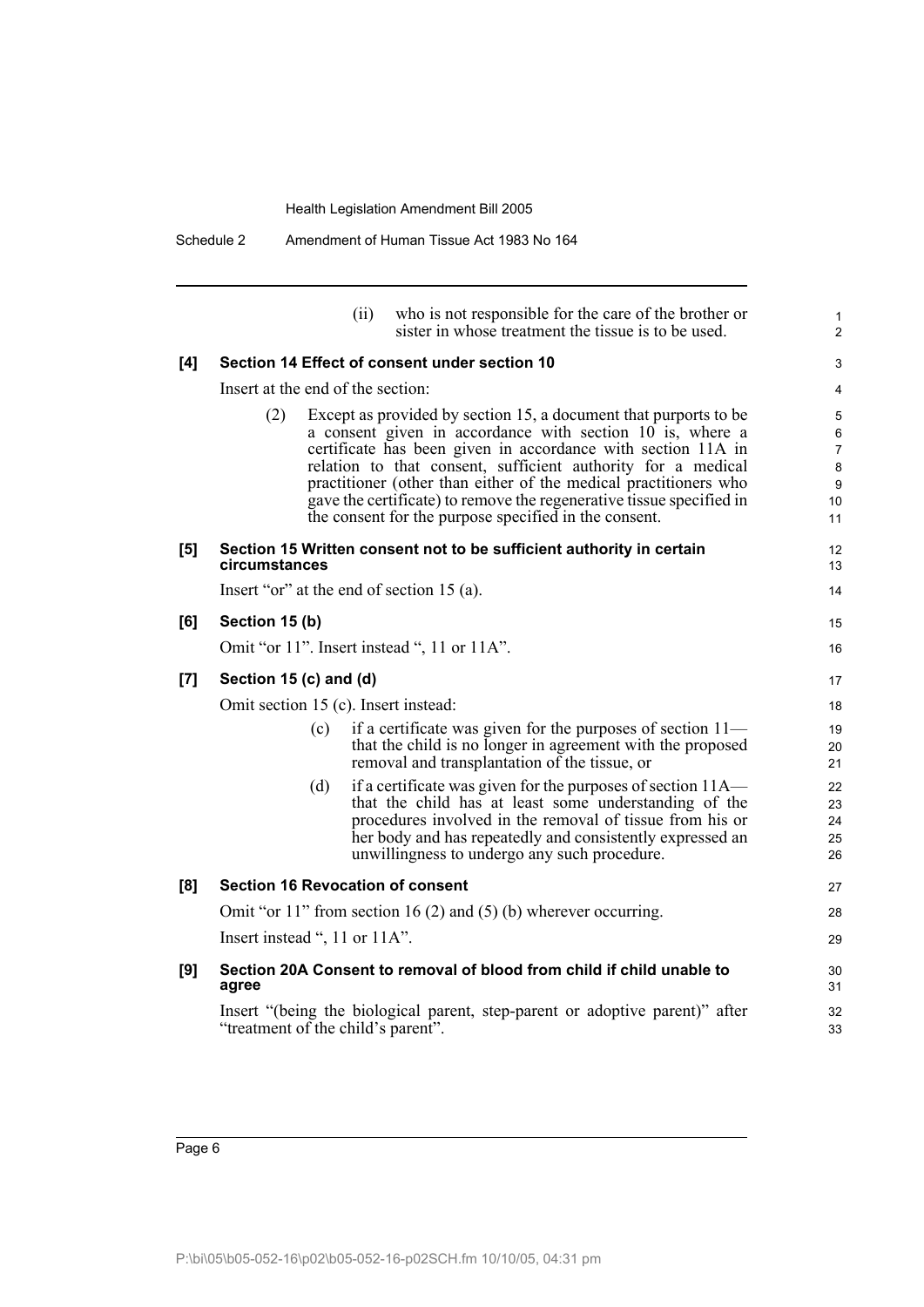(ii) who is not responsible for the care of the brother or sister in whose treatment the tissue is to be used.

**[4] Section 14 Effect of consent under section 10**

Insert at the end of the section:

(2) Except as provided by section 15, a document that purports to be a consent given in accordance with section 10 is, where a certificate has been given in accordance with section 11A in relation to that consent, sufficient authority for a medical practitioner (other than either of the medical practitioners who gave the certificate) to remove the regenerative tissue specified in the consent for the purpose specified in the consent.

**[5] Section 15 Written consent not to be sufficient authority in certain circumstances**

Insert "or" at the end of section 15 (a).

**[6] Section 15 (b)**

Omit "or 11". Insert instead ", 11 or 11A".

**[7] Section 15 (c) and (d)**

Omit section 15 (c). Insert instead:

(c) if a certificate was given for the purposes of section 11—that the child is no longer in agreement with the proposed removal and transplantation of the tissue, or

(d) if a certificate was given for the purposes of section 11A—that the child has at least some understanding of the procedures involved in the removal of tissue from his or her body and has repeatedly and consistently expressed an unwillingness to undergo any such procedure.

**[8] Section 16 Revocation of consent**

Omit "or 11" from section 16 (2) and (5) (b) wherever occurring.

Insert instead ", 11 or 11A".

**[9] Section 20A Consent to removal of blood from child if child unable to agree**

Insert "(being the biological parent, step-parent or adoptive parent)" after "treatment of the child's parent".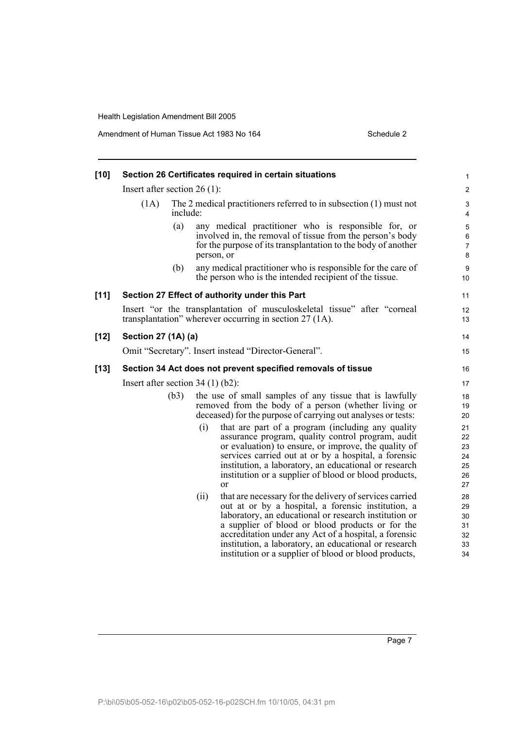**[10] Section 26 Certificates required in certain situations**

Insert after section 26 (1):

> (1A) The 2 medical practitioners referred to in subsection (1) must not include:
>
> (a) any medical practitioner who is responsible for, or involved in, the removal of tissue from the person's body for the purpose of its transplantation to the body of another person, or
>
> (b) any medical practitioner who is responsible for the care of the person who is the intended recipient of the tissue.

**[11] Section 27 Effect of authority under this Part**

Insert "or the transplantation of musculoskeletal tissue" after "corneal transplantation" wherever occurring in section 27 (1A).

**[12] Section 27 (1A) (a)**

Omit "Secretary". Insert instead "Director-General".

**[13] Section 34 Act does not prevent specified removals of tissue**

Insert after section 34 (1) (b2):

> (b3) the use of small samples of any tissue that is lawfully removed from the body of a person (whether living or deceased) for the purpose of carrying out analyses or tests:
>
> (i) that are part of a program (including any quality assurance program, quality control program, audit or evaluation) to ensure, or improve, the quality of services carried out at or by a hospital, a forensic institution, a laboratory, an educational or research institution or a supplier of blood or blood products, or
>
> (ii) that are necessary for the delivery of services carried out at or by a hospital, a forensic institution, a laboratory, an educational or research institution or a supplier of blood or blood products or for the accreditation under any Act of a hospital, a forensic institution, a laboratory, an educational or research institution or a supplier of blood or blood products,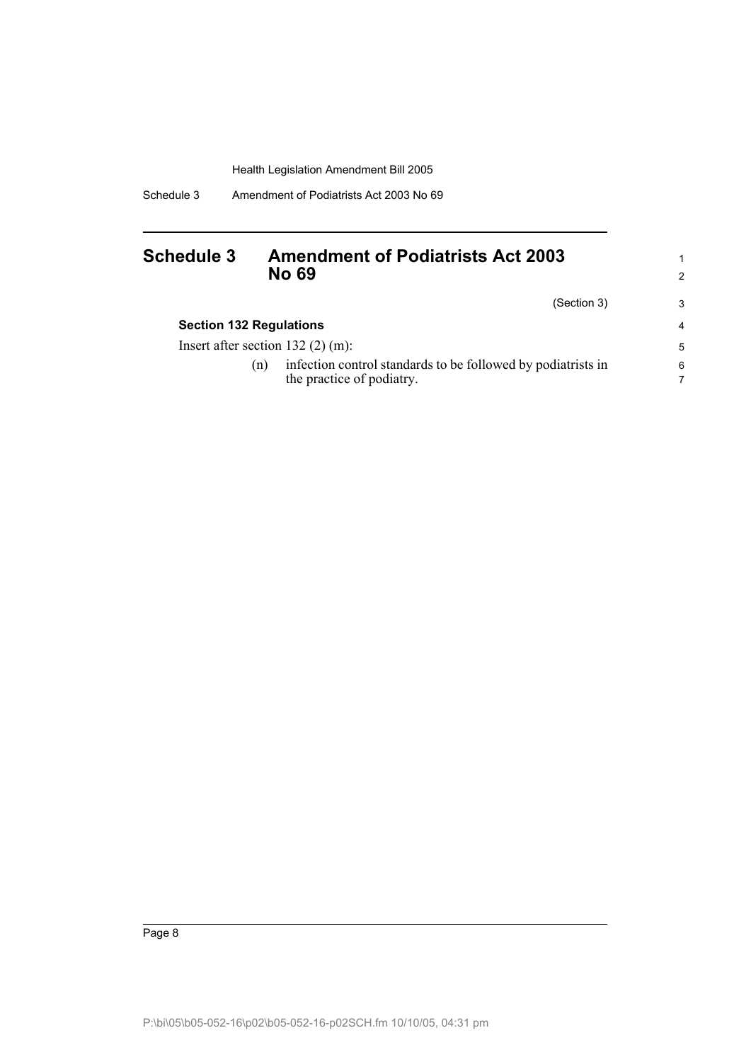## Schedule 3 Amendment of Podiatrists Act 2003 No 69

(Section 3)

**Section 132 Regulations**

Insert after section 132 (2) (m):

(n) infection control standards to be followed by podiatrists in the practice of podiatry.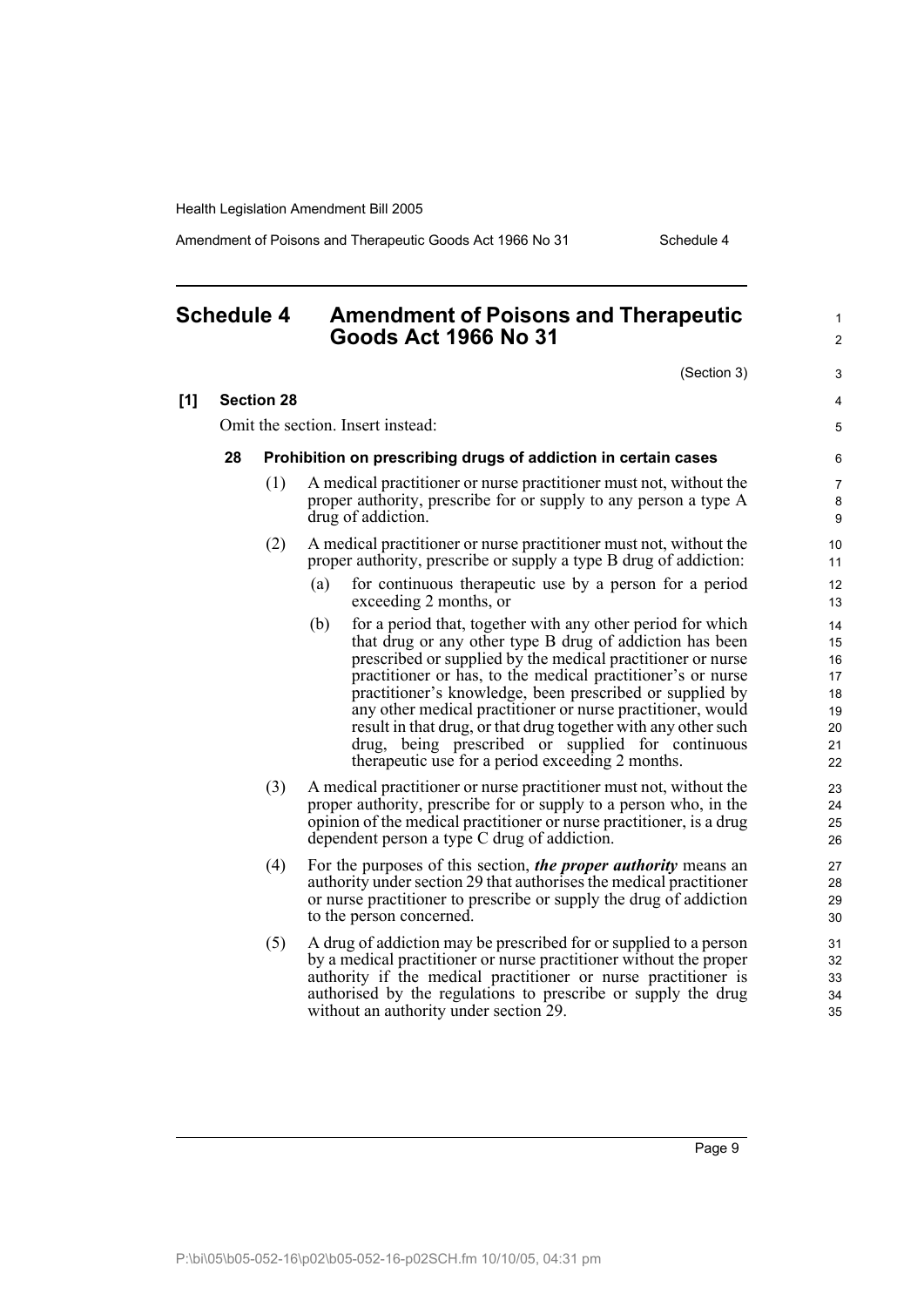# Schedule 4 Amendment of Poisons and Therapeutic Goods Act 1966 No 31

(Section 3)

**[1] Section 28**

Omit the section. Insert instead:

**28 Prohibition on prescribing drugs of addiction in certain cases**

(1) A medical practitioner or nurse practitioner must not, without the proper authority, prescribe for or supply to any person a type A drug of addiction.

(2) A medical practitioner or nurse practitioner must not, without the proper authority, prescribe or supply a type B drug of addiction:

(a) for continuous therapeutic use by a person for a period exceeding 2 months, or

(b) for a period that, together with any other period for which that drug or any other type B drug of addiction has been prescribed or supplied by the medical practitioner or nurse practitioner or has, to the medical practitioner's or nurse practitioner's knowledge, been prescribed or supplied by any other medical practitioner or nurse practitioner, would result in that drug, or that drug together with any other such drug, being prescribed or supplied for continuous therapeutic use for a period exceeding 2 months.

(3) A medical practitioner or nurse practitioner must not, without the proper authority, prescribe for or supply to a person who, in the opinion of the medical practitioner or nurse practitioner, is a drug dependent person a type C drug of addiction.

(4) For the purposes of this section, ***the proper authority*** means an authority under section 29 that authorises the medical practitioner or nurse practitioner to prescribe or supply the drug of addiction to the person concerned.

(5) A drug of addiction may be prescribed for or supplied to a person by a medical practitioner or nurse practitioner without the proper authority if the medical practitioner or nurse practitioner is authorised by the regulations to prescribe or supply the drug without an authority under section 29.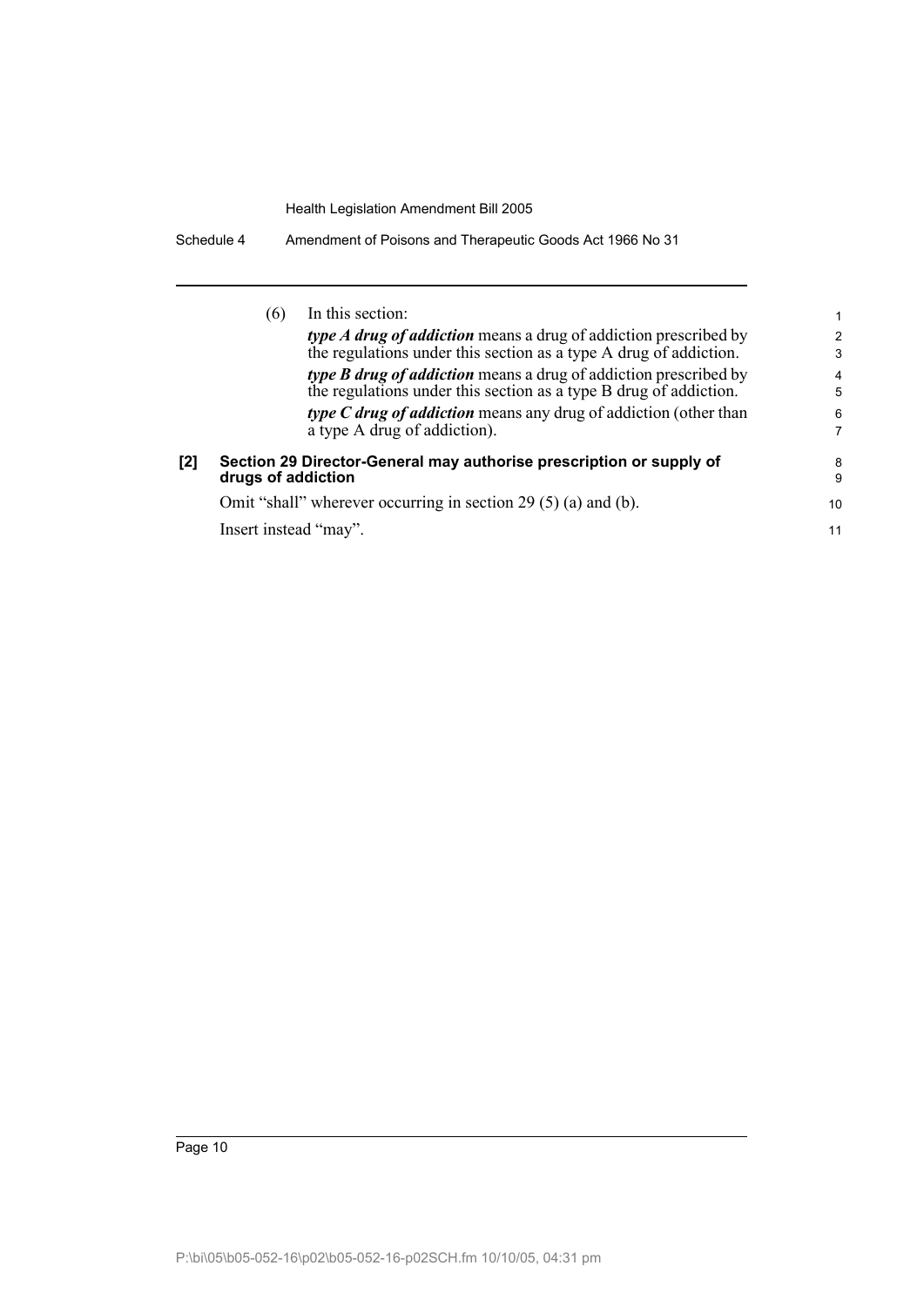(6) In this section:

***type A drug of addiction*** means a drug of addiction prescribed by the regulations under this section as a type A drug of addiction.

***type B drug of addiction*** means a drug of addiction prescribed by the regulations under this section as a type B drug of addiction.

***type C drug of addiction*** means any drug of addiction (other than a type A drug of addiction).

**[2] Section 29 Director-General may authorise prescription or supply of drugs of addiction**

Omit "shall" wherever occurring in section 29 (5) (a) and (b).

Insert instead "may".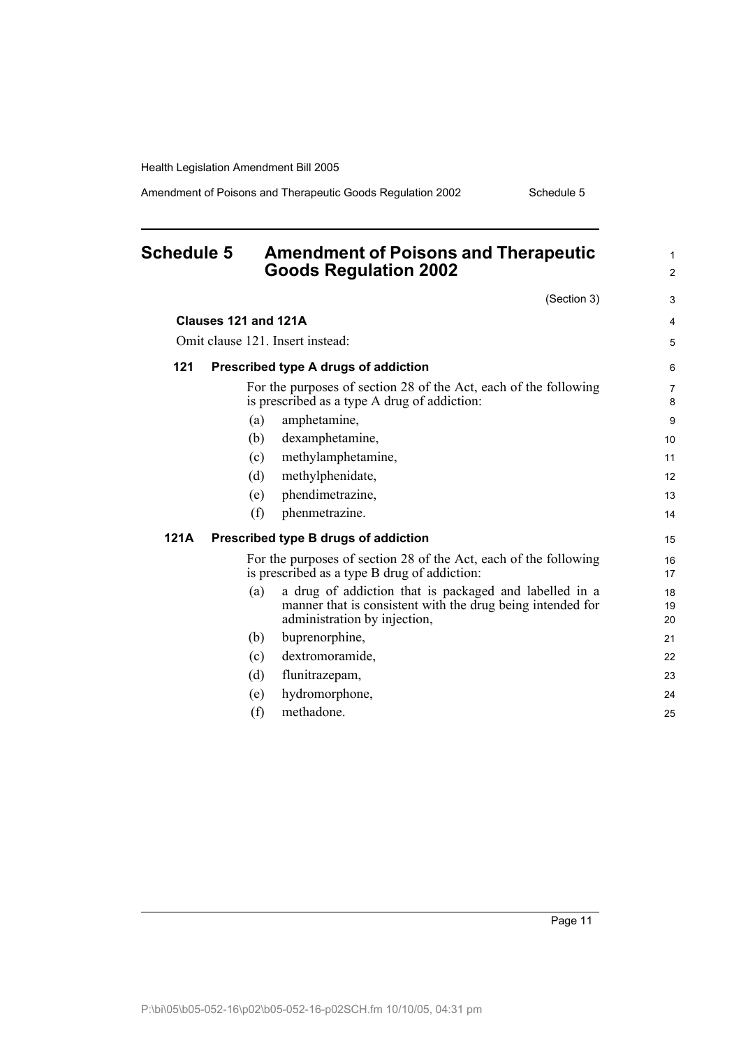# Schedule 5 Amendment of Poisons and Therapeutic Goods Regulation 2002

(Section 3)

**Clauses 121 and 121A**

Omit clause 121. Insert instead:

**121 Prescribed type A drugs of addiction**

For the purposes of section 28 of the Act, each of the following is prescribed as a type A drug of addiction:

(a) amphetamine,

(b) dexamphetamine,

(c) methylamphetamine,

(d) methylphenidate,

(e) phendimetrazine,

(f) phenmetrazine.

**121A Prescribed type B drugs of addiction**

For the purposes of section 28 of the Act, each of the following is prescribed as a type B drug of addiction:

(a) a drug of addiction that is packaged and labelled in a manner that is consistent with the drug being intended for administration by injection,

(b) buprenorphine,

(c) dextromoramide,

(d) flunitrazepam,

(e) hydromorphone,

(f) methadone.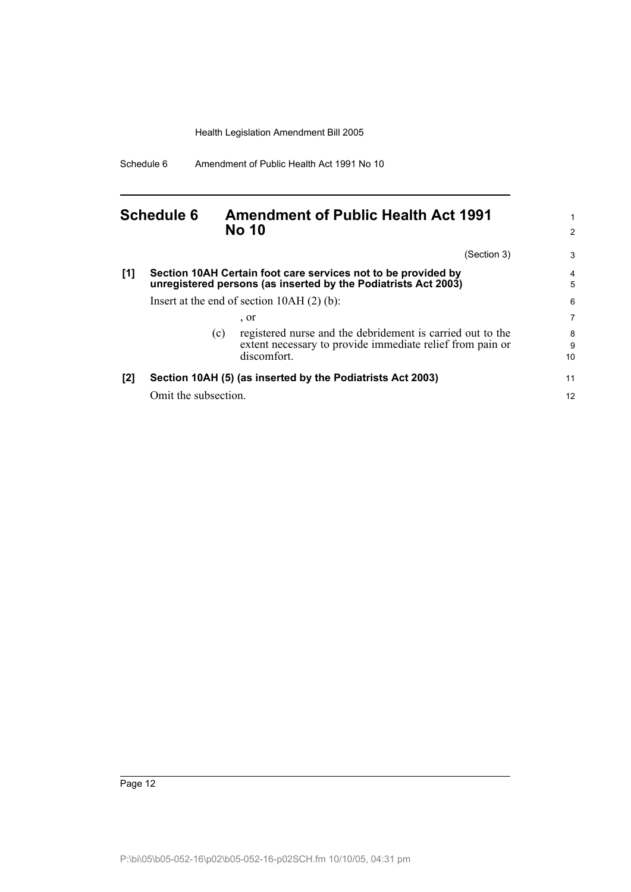## Schedule 6 Amendment of Public Health Act 1991 No 10

(Section 3)

**[1] Section 10AH Certain foot care services not to be provided by unregistered persons (as inserted by the Podiatrists Act 2003)**

Insert at the end of section 10AH (2) (b):

, or

(c) registered nurse and the debridement is carried out to the extent necessary to provide immediate relief from pain or discomfort.

**[2] Section 10AH (5) (as inserted by the Podiatrists Act 2003)**

Omit the subsection.